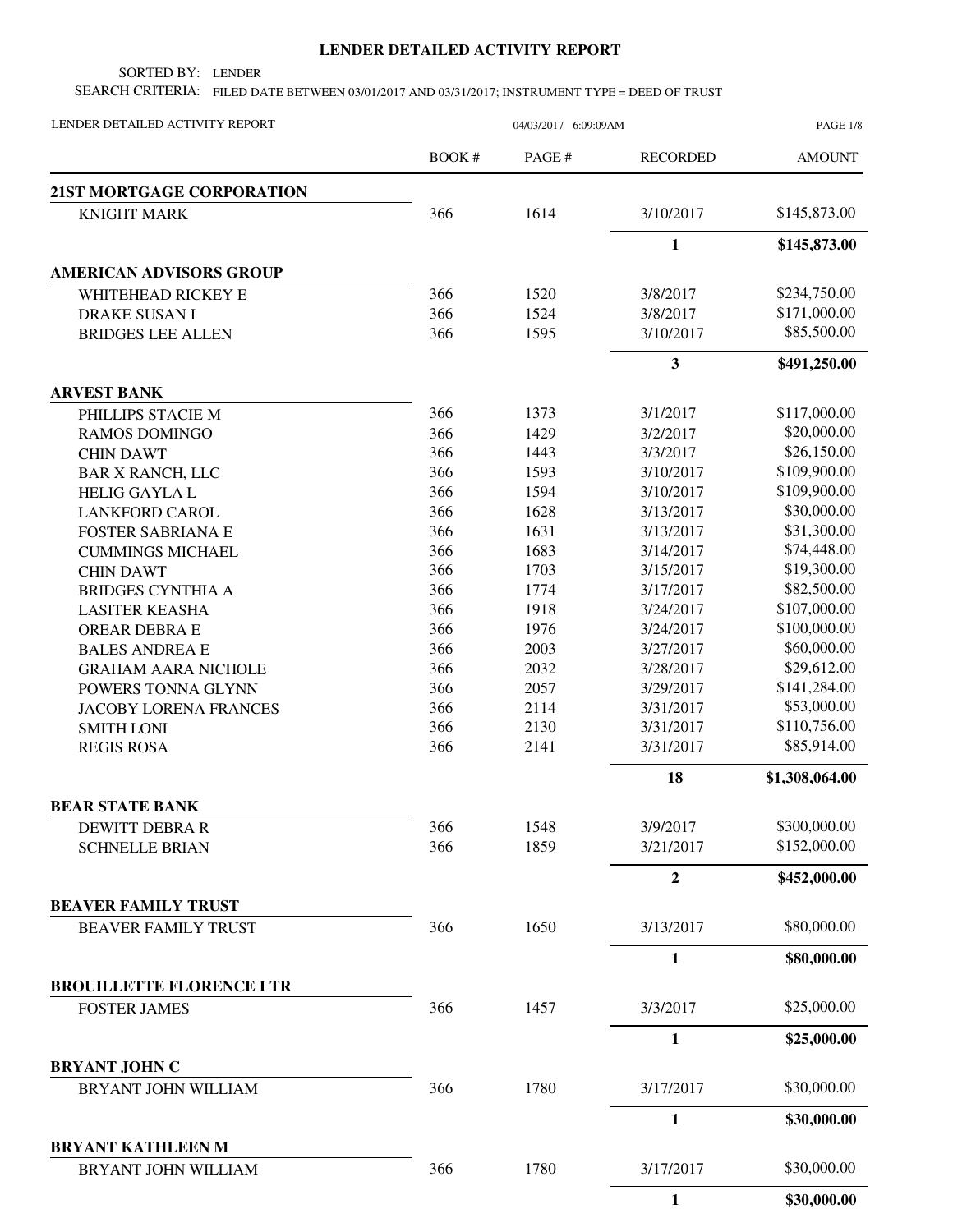# LENDER DETAILED ACTIVITY REPORT

SORTED BY: LENDER

SEARCH CRITERIA: FILED DATE BETWEEN 03/01/2017 AND 03/31/2017; INSTRUMENT TYPE = DEED OF TRUST

LENDER DETAILED ACTIVITY REPORT 04/03/2017 6:09:09AM

| | BOOK # | PAGE # | RECORDED | AMOUNT |
|---|---|---|---|---|
| **21ST MORTGAGE CORPORATION** | | | | |
| KNIGHT MARK | 366 | 1614 | 3/10/2017 | $145,873.00 |
| | | | **1** | **$145,873.00** |
| **AMERICAN ADVISORS GROUP** | | | | |
| WHITEHEAD RICKEY E | 366 | 1520 | 3/8/2017 | $234,750.00 |
| DRAKE SUSAN I | 366 | 1524 | 3/8/2017 | $171,000.00 |
| BRIDGES LEE ALLEN | 366 | 1595 | 3/10/2017 | $85,500.00 |
| | | | **3** | **$491,250.00** |
| **ARVEST BANK** | | | | |
| PHILLIPS STACIE M | 366 | 1373 | 3/1/2017 | $117,000.00 |
| RAMOS DOMINGO | 366 | 1429 | 3/2/2017 | $20,000.00 |
| CHIN DAWT | 366 | 1443 | 3/3/2017 | $26,150.00 |
| BAR X RANCH, LLC | 366 | 1593 | 3/10/2017 | $109,900.00 |
| HELIG GAYLA L | 366 | 1594 | 3/10/2017 | $109,900.00 |
| LANKFORD CAROL | 366 | 1628 | 3/13/2017 | $30,000.00 |
| FOSTER SABRIANA E | 366 | 1631 | 3/13/2017 | $31,300.00 |
| CUMMINGS MICHAEL | 366 | 1683 | 3/14/2017 | $74,448.00 |
| CHIN DAWT | 366 | 1703 | 3/15/2017 | $19,300.00 |
| BRIDGES CYNTHIA A | 366 | 1774 | 3/17/2017 | $82,500.00 |
| LASITER KEASHA | 366 | 1918 | 3/24/2017 | $107,000.00 |
| OREAR DEBRA E | 366 | 1976 | 3/24/2017 | $100,000.00 |
| BALES ANDREA E | 366 | 2003 | 3/27/2017 | $60,000.00 |
| GRAHAM AARA NICHOLE | 366 | 2032 | 3/28/2017 | $29,612.00 |
| POWERS TONNA GLYNN | 366 | 2057 | 3/29/2017 | $141,284.00 |
| JACOBY LORENA FRANCES | 366 | 2114 | 3/31/2017 | $53,000.00 |
| SMITH LONI | 366 | 2130 | 3/31/2017 | $110,756.00 |
| REGIS ROSA | 366 | 2141 | 3/31/2017 | $85,914.00 |
| | | | **18** | **$1,308,064.00** |
| **BEAR STATE BANK** | | | | |
| DEWITT DEBRA R | 366 | 1548 | 3/9/2017 | $300,000.00 |
| SCHNELLE BRIAN | 366 | 1859 | 3/21/2017 | $152,000.00 |
| | | | **2** | **$452,000.00** |
| **BEAVER FAMILY TRUST** | | | | |
| BEAVER FAMILY TRUST | 366 | 1650 | 3/13/2017 | $80,000.00 |
| | | | **1** | **$80,000.00** |
| **BROUILLETTE FLORENCE I TR** | | | | |
| FOSTER JAMES | 366 | 1457 | 3/3/2017 | $25,000.00 |
| | | | **1** | **$25,000.00** |
| **BRYANT JOHN C** | | | | |
| BRYANT JOHN WILLIAM | 366 | 1780 | 3/17/2017 | $30,000.00 |
| | | | **1** | **$30,000.00** |
| **BRYANT KATHLEEN M** | | | | |
| BRYANT JOHN WILLIAM | 366 | 1780 | 3/17/2017 | $30,000.00 |
| | | | **1** | **$30,000.00** |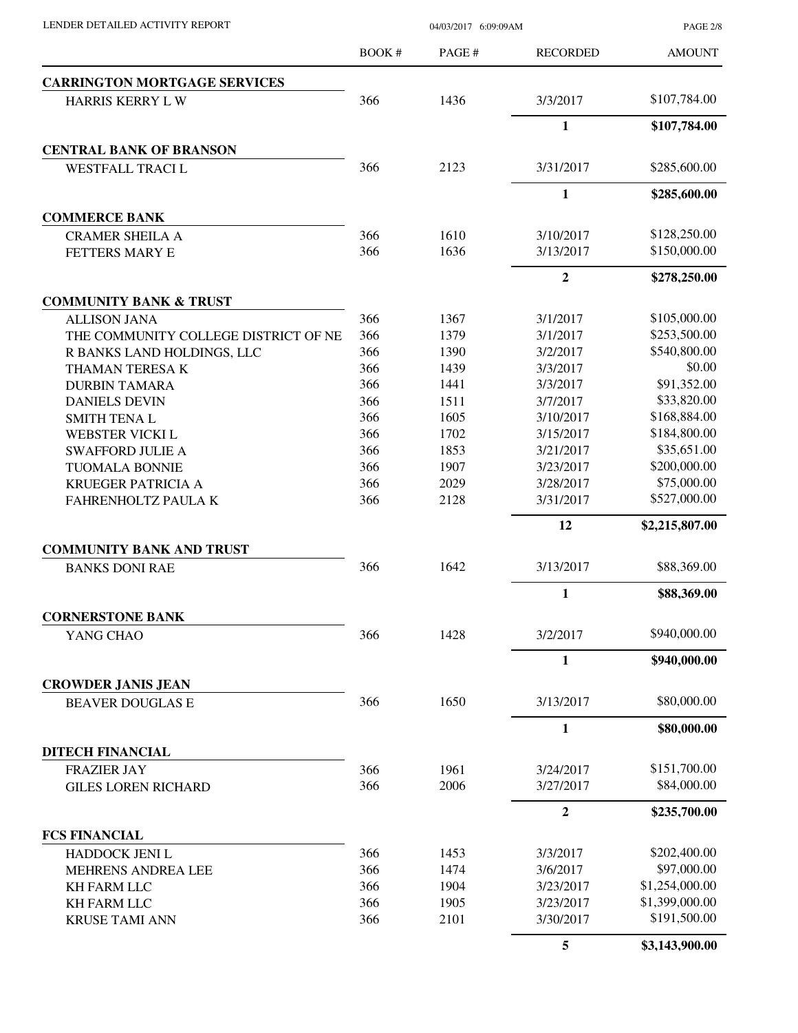| | BOOK # | PAGE # | RECORDED | AMOUNT |
|---|---|---|---|---|
| **CARRINGTON MORTGAGE SERVICES** | | | | |
| HARRIS KERRY L W | 366 | 1436 | 3/3/2017 | $107,784.00 |
| | | | **1** | **$107,784.00** |
| **CENTRAL BANK OF BRANSON** | | | | |
| WESTFALL TRACI L | 366 | 2123 | 3/31/2017 | $285,600.00 |
| | | | **1** | **$285,600.00** |
| **COMMERCE BANK** | | | | |
| CRAMER SHEILA A | 366 | 1610 | 3/10/2017 | $128,250.00 |
| FETTERS MARY E | 366 | 1636 | 3/13/2017 | $150,000.00 |
| | | | **2** | **$278,250.00** |
| **COMMUNITY BANK & TRUST** | | | | |
| ALLISON JANA | 366 | 1367 | 3/1/2017 | $105,000.00 |
| THE COMMUNITY COLLEGE DISTRICT OF NE | 366 | 1379 | 3/1/2017 | $253,500.00 |
| R BANKS LAND HOLDINGS, LLC | 366 | 1390 | 3/2/2017 | $540,800.00 |
| THAMAN TERESA K | 366 | 1439 | 3/3/2017 | $0.00 |
| DURBIN TAMARA | 366 | 1441 | 3/3/2017 | $91,352.00 |
| DANIELS DEVIN | 366 | 1511 | 3/7/2017 | $33,820.00 |
| SMITH TENA L | 366 | 1605 | 3/10/2017 | $168,884.00 |
| WEBSTER VICKI L | 366 | 1702 | 3/15/2017 | $184,800.00 |
| SWAFFORD JULIE A | 366 | 1853 | 3/21/2017 | $35,651.00 |
| TUOMALA BONNIE | 366 | 1907 | 3/23/2017 | $200,000.00 |
| KRUEGER PATRICIA A | 366 | 2029 | 3/28/2017 | $75,000.00 |
| FAHRENHOLTZ PAULA K | 366 | 2128 | 3/31/2017 | $527,000.00 |
| | | | **12** | **$2,215,807.00** |
| **COMMUNITY BANK AND TRUST** | | | | |
| BANKS DONI RAE | 366 | 1642 | 3/13/2017 | $88,369.00 |
| | | | **1** | **$88,369.00** |
| **CORNERSTONE BANK** | | | | |
| YANG CHAO | 366 | 1428 | 3/2/2017 | $940,000.00 |
| | | | **1** | **$940,000.00** |
| **CROWDER JANIS JEAN** | | | | |
| BEAVER DOUGLAS E | 366 | 1650 | 3/13/2017 | $80,000.00 |
| | | | **1** | **$80,000.00** |
| **DITECH FINANCIAL** | | | | |
| FRAZIER JAY | 366 | 1961 | 3/24/2017 | $151,700.00 |
| GILES LOREN RICHARD | 366 | 2006 | 3/27/2017 | $84,000.00 |
| | | | **2** | **$235,700.00** |
| **FCS FINANCIAL** | | | | |
| HADDOCK JENI L | 366 | 1453 | 3/3/2017 | $202,400.00 |
| MEHRENS ANDREA LEE | 366 | 1474 | 3/6/2017 | $97,000.00 |
| KH FARM LLC | 366 | 1904 | 3/23/2017 | $1,254,000.00 |
| KH FARM LLC | 366 | 1905 | 3/23/2017 | $1,399,000.00 |
| KRUSE TAMI ANN | 366 | 2101 | 3/30/2017 | $191,500.00 |
| | | | **5** | **$3,143,900.00** |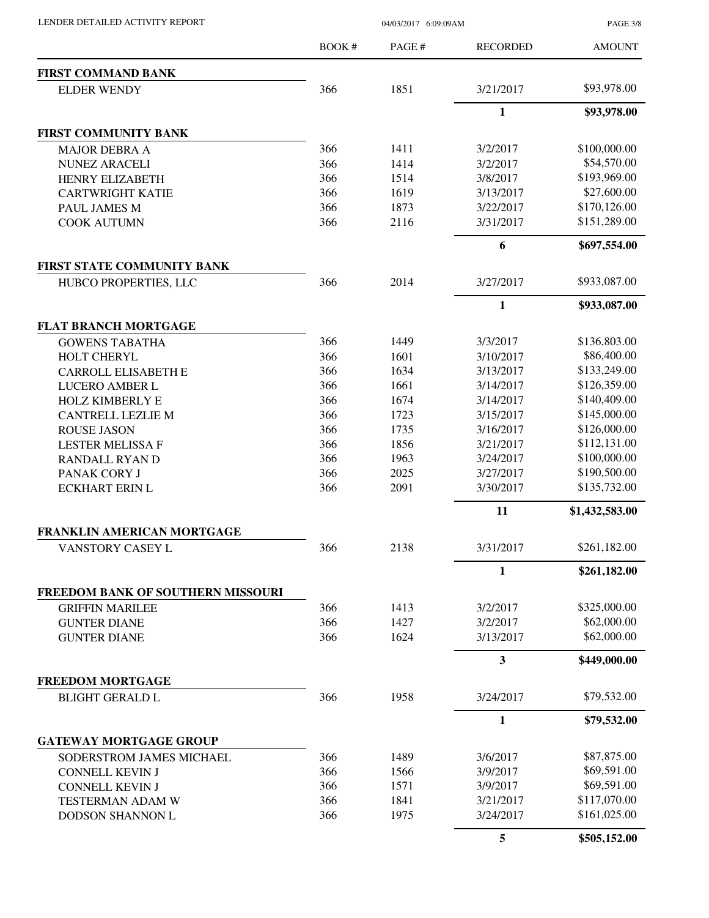| | BOOK # | PAGE # | RECORDED | AMOUNT |
|---|---|---|---|---|
| **FIRST COMMAND BANK** | | | | |
| ELDER WENDY | 366 | 1851 | 3/21/2017 | $93,978.00 |
| | | | **1** | **$93,978.00** |
| **FIRST COMMUNITY BANK** | | | | |
| MAJOR DEBRA A | 366 | 1411 | 3/2/2017 | $100,000.00 |
| NUNEZ ARACELI | 366 | 1414 | 3/2/2017 | $54,570.00 |
| HENRY ELIZABETH | 366 | 1514 | 3/8/2017 | $193,969.00 |
| CARTWRIGHT KATIE | 366 | 1619 | 3/13/2017 | $27,600.00 |
| PAUL JAMES M | 366 | 1873 | 3/22/2017 | $170,126.00 |
| COOK AUTUMN | 366 | 2116 | 3/31/2017 | $151,289.00 |
| | | | **6** | **$697,554.00** |
| **FIRST STATE COMMUNITY BANK** | | | | |
| HUBCO PROPERTIES, LLC | 366 | 2014 | 3/27/2017 | $933,087.00 |
| | | | **1** | **$933,087.00** |
| **FLAT BRANCH MORTGAGE** | | | | |
| GOWENS TABATHA | 366 | 1449 | 3/3/2017 | $136,803.00 |
| HOLT CHERYL | 366 | 1601 | 3/10/2017 | $86,400.00 |
| CARROLL ELISABETH E | 366 | 1634 | 3/13/2017 | $133,249.00 |
| LUCERO AMBER L | 366 | 1661 | 3/14/2017 | $126,359.00 |
| HOLZ KIMBERLY E | 366 | 1674 | 3/14/2017 | $140,409.00 |
| CANTRELL LEZLIE M | 366 | 1723 | 3/15/2017 | $145,000.00 |
| ROUSE JASON | 366 | 1735 | 3/16/2017 | $126,000.00 |
| LESTER MELISSA F | 366 | 1856 | 3/21/2017 | $112,131.00 |
| RANDALL RYAN D | 366 | 1963 | 3/24/2017 | $100,000.00 |
| PANAK CORY J | 366 | 2025 | 3/27/2017 | $190,500.00 |
| ECKHART ERIN L | 366 | 2091 | 3/30/2017 | $135,732.00 |
| | | | **11** | **$1,432,583.00** |
| **FRANKLIN AMERICAN MORTGAGE** | | | | |
| VANSTORY CASEY L | 366 | 2138 | 3/31/2017 | $261,182.00 |
| | | | **1** | **$261,182.00** |
| **FREEDOM BANK OF SOUTHERN MISSOURI** | | | | |
| GRIFFIN MARILEE | 366 | 1413 | 3/2/2017 | $325,000.00 |
| GUNTER DIANE | 366 | 1427 | 3/2/2017 | $62,000.00 |
| GUNTER DIANE | 366 | 1624 | 3/13/2017 | $62,000.00 |
| | | | **3** | **$449,000.00** |
| **FREEDOM MORTGAGE** | | | | |
| BLIGHT GERALD L | 366 | 1958 | 3/24/2017 | $79,532.00 |
| | | | **1** | **$79,532.00** |
| **GATEWAY MORTGAGE GROUP** | | | | |
| SODERSTROM JAMES MICHAEL | 366 | 1489 | 3/6/2017 | $87,875.00 |
| CONNELL KEVIN J | 366 | 1566 | 3/9/2017 | $69,591.00 |
| CONNELL KEVIN J | 366 | 1571 | 3/9/2017 | $69,591.00 |
| TESTERMAN ADAM W | 366 | 1841 | 3/21/2017 | $117,070.00 |
| DODSON SHANNON L | 366 | 1975 | 3/24/2017 | $161,025.00 |
| | | | **5** | **$505,152.00** |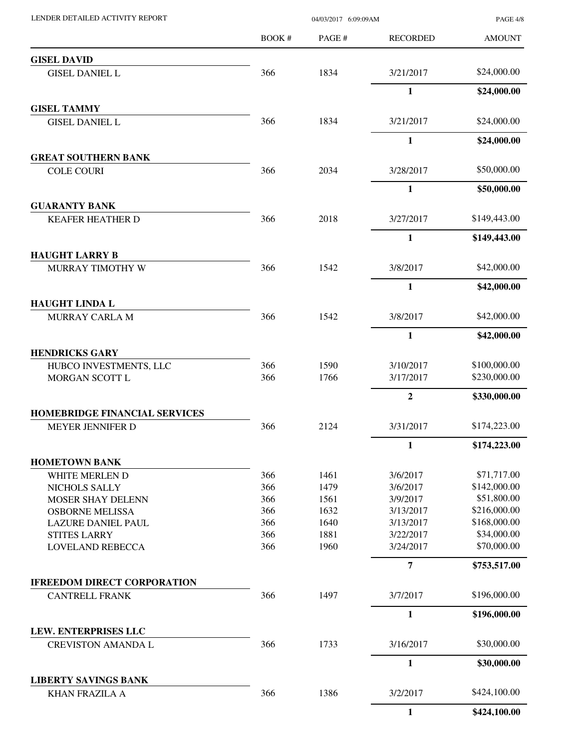| | BOOK # | PAGE # | RECORDED | AMOUNT |
|---|---|---|---|---|
| **GISEL DAVID** | | | | |
| GISEL DANIEL L | 366 | 1834 | 3/21/2017 | $24,000.00 |
| | | | **1** | **$24,000.00** |
| **GISEL TAMMY** | | | | |
| GISEL DANIEL L | 366 | 1834 | 3/21/2017 | $24,000.00 |
| | | | **1** | **$24,000.00** |
| **GREAT SOUTHERN BANK** | | | | |
| COLE COURI | 366 | 2034 | 3/28/2017 | $50,000.00 |
| | | | **1** | **$50,000.00** |
| **GUARANTY BANK** | | | | |
| KEAFER HEATHER D | 366 | 2018 | 3/27/2017 | $149,443.00 |
| | | | **1** | **$149,443.00** |
| **HAUGHT LARRY B** | | | | |
| MURRAY TIMOTHY W | 366 | 1542 | 3/8/2017 | $42,000.00 |
| | | | **1** | **$42,000.00** |
| **HAUGHT LINDA L** | | | | |
| MURRAY CARLA M | 366 | 1542 | 3/8/2017 | $42,000.00 |
| | | | **1** | **$42,000.00** |
| **HENDRICKS GARY** | | | | |
| HUBCO INVESTMENTS, LLC | 366 | 1590 | 3/10/2017 | $100,000.00 |
| MORGAN SCOTT L | 366 | 1766 | 3/17/2017 | $230,000.00 |
| | | | **2** | **$330,000.00** |
| **HOMEBRIDGE FINANCIAL SERVICES** | | | | |
| MEYER JENNIFER D | 366 | 2124 | 3/31/2017 | $174,223.00 |
| | | | **1** | **$174,223.00** |
| **HOMETOWN BANK** | | | | |
| WHITE MERLEN D | 366 | 1461 | 3/6/2017 | $71,717.00 |
| NICHOLS SALLY | 366 | 1479 | 3/6/2017 | $142,000.00 |
| MOSER SHAY DELENN | 366 | 1561 | 3/9/2017 | $51,800.00 |
| OSBORNE MELISSA | 366 | 1632 | 3/13/2017 | $216,000.00 |
| LAZURE DANIEL PAUL | 366 | 1640 | 3/13/2017 | $168,000.00 |
| STITES LARRY | 366 | 1881 | 3/22/2017 | $34,000.00 |
| LOVELAND REBECCA | 366 | 1960 | 3/24/2017 | $70,000.00 |
| | | | **7** | **$753,517.00** |
| **IFREEDOM DIRECT CORPORATION** | | | | |
| CANTRELL FRANK | 366 | 1497 | 3/7/2017 | $196,000.00 |
| | | | **1** | **$196,000.00** |
| **LEW. ENTERPRISES LLC** | | | | |
| CREVISTON AMANDA L | 366 | 1733 | 3/16/2017 | $30,000.00 |
| | | | **1** | **$30,000.00** |
| **LIBERTY SAVINGS BANK** | | | | |
| KHAN FRAZILA A | 366 | 1386 | 3/2/2017 | $424,100.00 |
| | | | **1** | **$424,100.00** |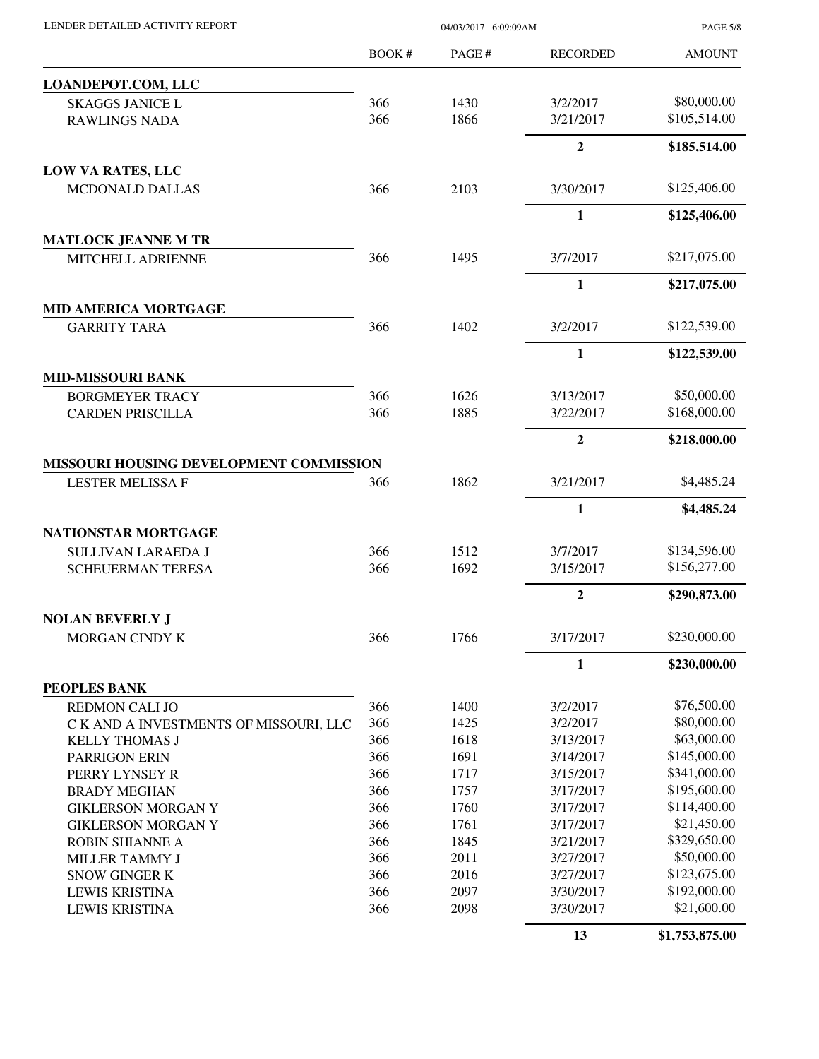| | BOOK # | PAGE # | RECORDED | AMOUNT |
|---|---|---|---|---|
| **LOANDEPOT.COM, LLC** | | | | |
| SKAGGS JANICE L | 366 | 1430 | 3/2/2017 | $80,000.00 |
| RAWLINGS NADA | 366 | 1866 | 3/21/2017 | $105,514.00 |
| | | | **2** | **$185,514.00** |
| **LOW VA RATES, LLC** | | | | |
| MCDONALD DALLAS | 366 | 2103 | 3/30/2017 | $125,406.00 |
| | | | **1** | **$125,406.00** |
| **MATLOCK JEANNE M TR** | | | | |
| MITCHELL ADRIENNE | 366 | 1495 | 3/7/2017 | $217,075.00 |
| | | | **1** | **$217,075.00** |
| **MID AMERICA MORTGAGE** | | | | |
| GARRITY TARA | 366 | 1402 | 3/2/2017 | $122,539.00 |
| | | | **1** | **$122,539.00** |
| **MID-MISSOURI BANK** | | | | |
| BORGMEYER TRACY | 366 | 1626 | 3/13/2017 | $50,000.00 |
| CARDEN PRISCILLA | 366 | 1885 | 3/22/2017 | $168,000.00 |
| | | | **2** | **$218,000.00** |
| **MISSOURI HOUSING DEVELOPMENT COMMISSION** | | | | |
| LESTER MELISSA F | 366 | 1862 | 3/21/2017 | $4,485.24 |
| | | | **1** | **$4,485.24** |
| **NATIONSTAR MORTGAGE** | | | | |
| SULLIVAN LARAEDA J | 366 | 1512 | 3/7/2017 | $134,596.00 |
| SCHEUERMAN TERESA | 366 | 1692 | 3/15/2017 | $156,277.00 |
| | | | **2** | **$290,873.00** |
| **NOLAN BEVERLY J** | | | | |
| MORGAN CINDY K | 366 | 1766 | 3/17/2017 | $230,000.00 |
| | | | **1** | **$230,000.00** |
| **PEOPLES BANK** | | | | |
| REDMON CALI JO | 366 | 1400 | 3/2/2017 | $76,500.00 |
| C K AND A INVESTMENTS OF MISSOURI, LLC | 366 | 1425 | 3/2/2017 | $80,000.00 |
| KELLY THOMAS J | 366 | 1618 | 3/13/2017 | $63,000.00 |
| PARRIGON ERIN | 366 | 1691 | 3/14/2017 | $145,000.00 |
| PERRY LYNSEY R | 366 | 1717 | 3/15/2017 | $341,000.00 |
| BRADY MEGHAN | 366 | 1757 | 3/17/2017 | $195,600.00 |
| GIKLERSON MORGAN Y | 366 | 1760 | 3/17/2017 | $114,400.00 |
| GIKLERSON MORGAN Y | 366 | 1761 | 3/17/2017 | $21,450.00 |
| ROBIN SHIANNE A | 366 | 1845 | 3/21/2017 | $329,650.00 |
| MILLER TAMMY J | 366 | 2011 | 3/27/2017 | $50,000.00 |
| SNOW GINGER K | 366 | 2016 | 3/27/2017 | $123,675.00 |
| LEWIS KRISTINA | 366 | 2097 | 3/30/2017 | $192,000.00 |
| LEWIS KRISTINA | 366 | 2098 | 3/30/2017 | $21,600.00 |
| | | | **13** | **$1,753,875.00** |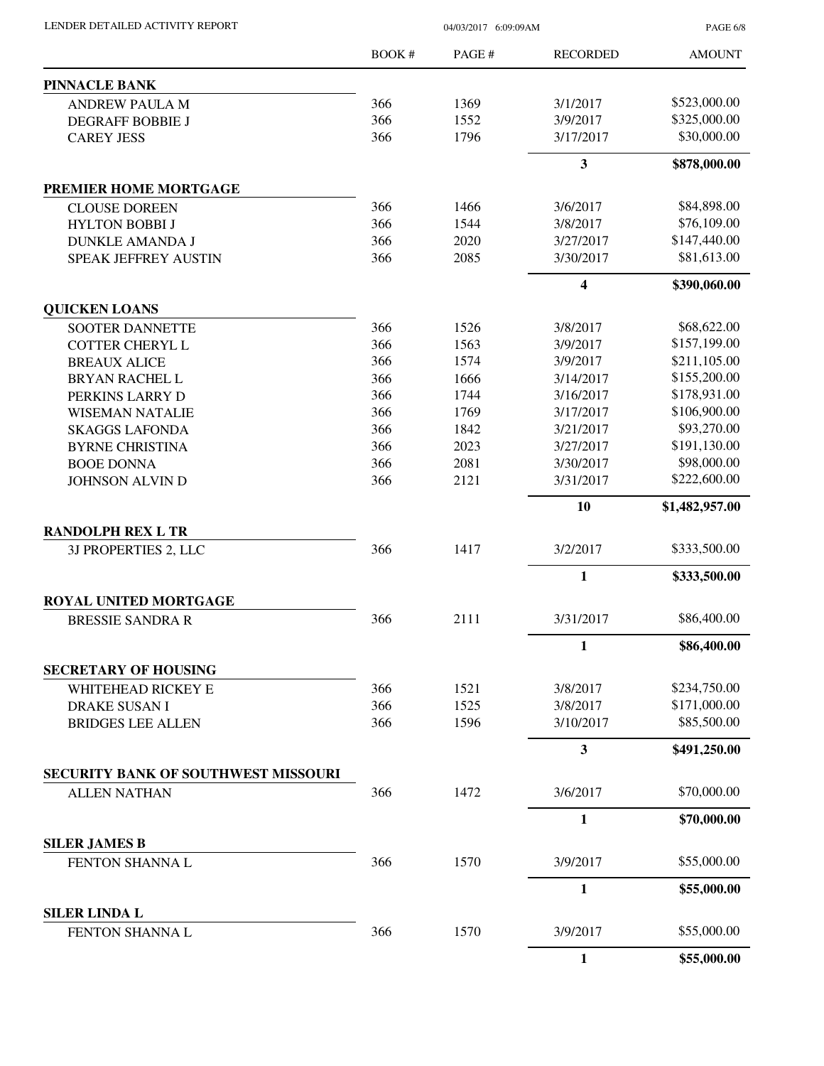# LENDER DETAILED ACTIVITY REPORT

04/03/2017 6:09:09AM

| | BOOK # | PAGE # | RECORDED | AMOUNT |
|---|---|---|---|---|
| **PINNACLE BANK** | | | | |
| ANDREW PAULA M | 366 | 1369 | 3/1/2017 | \$523,000.00 |
| DEGRAFF BOBBIE J | 366 | 1552 | 3/9/2017 | \$325,000.00 |
| CAREY JESS | 366 | 1796 | 3/17/2017 | \$30,000.00 |
| | | | **3** | **\$878,000.00** |
| **PREMIER HOME MORTGAGE** | | | | |
| CLOUSE DOREEN | 366 | 1466 | 3/6/2017 | \$84,898.00 |
| HYLTON BOBBI J | 366 | 1544 | 3/8/2017 | \$76,109.00 |
| DUNKLE AMANDA J | 366 | 2020 | 3/27/2017 | \$147,440.00 |
| SPEAK JEFFREY AUSTIN | 366 | 2085 | 3/30/2017 | \$81,613.00 |
| | | | **4** | **\$390,060.00** |
| **QUICKEN LOANS** | | | | |
| SOOTER DANNETTE | 366 | 1526 | 3/8/2017 | \$68,622.00 |
| COTTER CHERYL L | 366 | 1563 | 3/9/2017 | \$157,199.00 |
| BREAUX ALICE | 366 | 1574 | 3/9/2017 | \$211,105.00 |
| BRYAN RACHEL L | 366 | 1666 | 3/14/2017 | \$155,200.00 |
| PERKINS LARRY D | 366 | 1744 | 3/16/2017 | \$178,931.00 |
| WISEMAN NATALIE | 366 | 1769 | 3/17/2017 | \$106,900.00 |
| SKAGGS LAFONDA | 366 | 1842 | 3/21/2017 | \$93,270.00 |
| BYRNE CHRISTINA | 366 | 2023 | 3/27/2017 | \$191,130.00 |
| BOOE DONNA | 366 | 2081 | 3/30/2017 | \$98,000.00 |
| JOHNSON ALVIN D | 366 | 2121 | 3/31/2017 | \$222,600.00 |
| | | | **10** | **\$1,482,957.00** |
| **RANDOLPH REX L TR** | | | | |
| 3J PROPERTIES 2, LLC | 366 | 1417 | 3/2/2017 | \$333,500.00 |
| | | | **1** | **\$333,500.00** |
| **ROYAL UNITED MORTGAGE** | | | | |
| BRESSIE SANDRA R | 366 | 2111 | 3/31/2017 | \$86,400.00 |
| | | | **1** | **\$86,400.00** |
| **SECRETARY OF HOUSING** | | | | |
| WHITEHEAD RICKEY E | 366 | 1521 | 3/8/2017 | \$234,750.00 |
| DRAKE SUSAN I | 366 | 1525 | 3/8/2017 | \$171,000.00 |
| BRIDGES LEE ALLEN | 366 | 1596 | 3/10/2017 | \$85,500.00 |
| | | | **3** | **\$491,250.00** |
| **SECURITY BANK OF SOUTHWEST MISSOURI** | | | | |
| ALLEN NATHAN | 366 | 1472 | 3/6/2017 | \$70,000.00 |
| | | | **1** | **\$70,000.00** |
| **SILER JAMES B** | | | | |
| FENTON SHANNA L | 366 | 1570 | 3/9/2017 | \$55,000.00 |
| | | | **1** | **\$55,000.00** |
| **SILER LINDA L** | | | | |
| FENTON SHANNA L | 366 | 1570 | 3/9/2017 | \$55,000.00 |
| | | | **1** | **\$55,000.00** |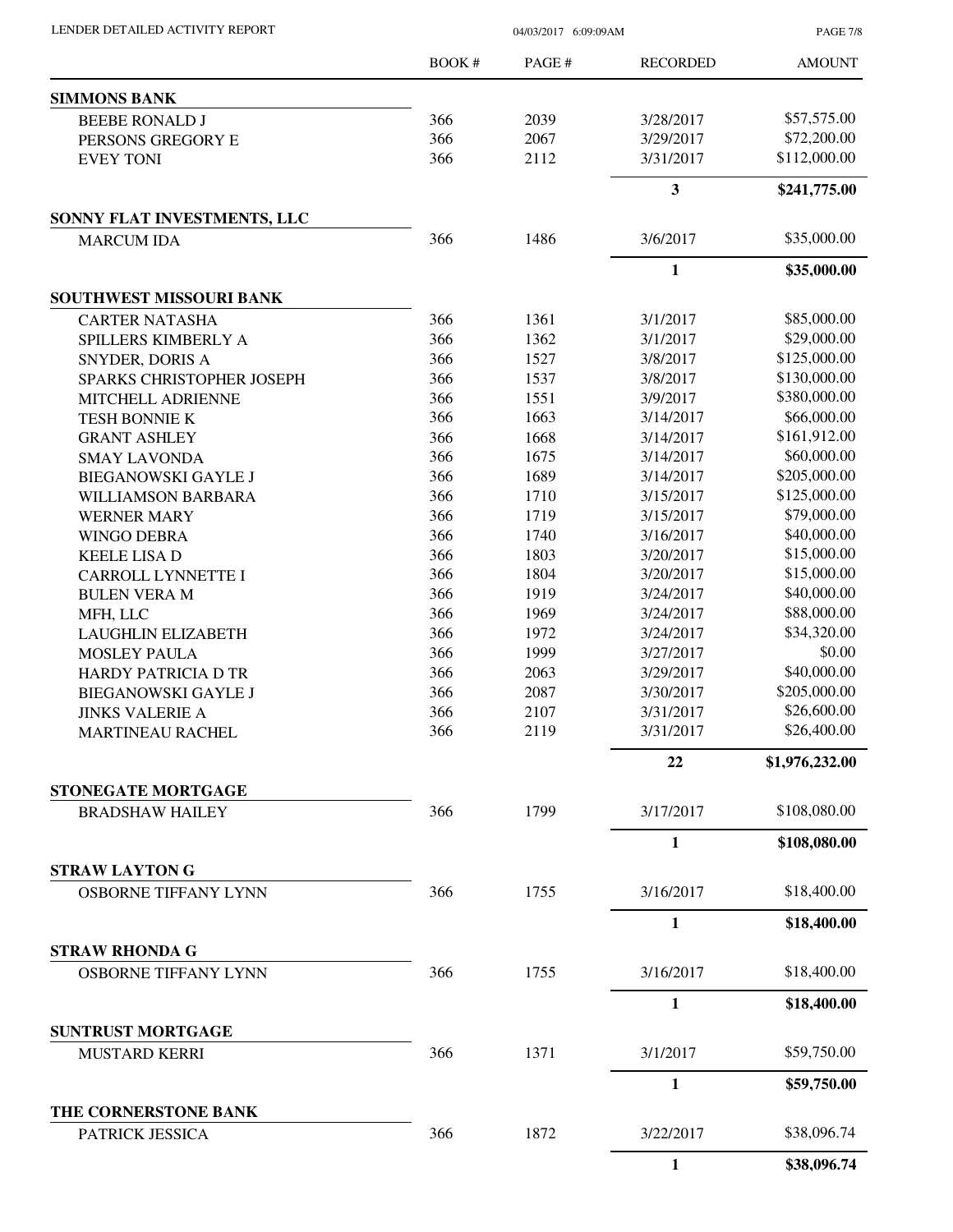| | BOOK # | PAGE # | RECORDED | AMOUNT |
|---|---|---|---|---|
| **SIMMONS BANK** | | | | |
| BEEBE RONALD J | 366 | 2039 | 3/28/2017 | $57,575.00 |
| PERSONS GREGORY E | 366 | 2067 | 3/29/2017 | $72,200.00 |
| EVEY TONI | 366 | 2112 | 3/31/2017 | $112,000.00 |
| | | | **3** | **$241,775.00** |
| **SONNY FLAT INVESTMENTS, LLC** | | | | |
| MARCUM IDA | 366 | 1486 | 3/6/2017 | $35,000.00 |
| | | | **1** | **$35,000.00** |
| **SOUTHWEST MISSOURI BANK** | | | | |
| CARTER NATASHA | 366 | 1361 | 3/1/2017 | $85,000.00 |
| SPILLERS KIMBERLY A | 366 | 1362 | 3/1/2017 | $29,000.00 |
| SNYDER, DORIS A | 366 | 1527 | 3/8/2017 | $125,000.00 |
| SPARKS CHRISTOPHER JOSEPH | 366 | 1537 | 3/8/2017 | $130,000.00 |
| MITCHELL ADRIENNE | 366 | 1551 | 3/9/2017 | $380,000.00 |
| TESH BONNIE K | 366 | 1663 | 3/14/2017 | $66,000.00 |
| GRANT ASHLEY | 366 | 1668 | 3/14/2017 | $161,912.00 |
| SMAY LAVONDA | 366 | 1675 | 3/14/2017 | $60,000.00 |
| BIEGANOWSKI GAYLE J | 366 | 1689 | 3/14/2017 | $205,000.00 |
| WILLIAMSON BARBARA | 366 | 1710 | 3/15/2017 | $125,000.00 |
| WERNER MARY | 366 | 1719 | 3/15/2017 | $79,000.00 |
| WINGO DEBRA | 366 | 1740 | 3/16/2017 | $40,000.00 |
| KEELE LISA D | 366 | 1803 | 3/20/2017 | $15,000.00 |
| CARROLL LYNNETTE I | 366 | 1804 | 3/20/2017 | $15,000.00 |
| BULEN VERA M | 366 | 1919 | 3/24/2017 | $40,000.00 |
| MFH, LLC | 366 | 1969 | 3/24/2017 | $88,000.00 |
| LAUGHLIN ELIZABETH | 366 | 1972 | 3/24/2017 | $34,320.00 |
| MOSLEY PAULA | 366 | 1999 | 3/27/2017 | $0.00 |
| HARDY PATRICIA D TR | 366 | 2063 | 3/29/2017 | $40,000.00 |
| BIEGANOWSKI GAYLE J | 366 | 2087 | 3/30/2017 | $205,000.00 |
| JINKS VALERIE A | 366 | 2107 | 3/31/2017 | $26,600.00 |
| MARTINEAU RACHEL | 366 | 2119 | 3/31/2017 | $26,400.00 |
| | | | **22** | **$1,976,232.00** |
| **STONEGATE MORTGAGE** | | | | |
| BRADSHAW HAILEY | 366 | 1799 | 3/17/2017 | $108,080.00 |
| | | | **1** | **$108,080.00** |
| **STRAW LAYTON G** | | | | |
| OSBORNE TIFFANY LYNN | 366 | 1755 | 3/16/2017 | $18,400.00 |
| | | | **1** | **$18,400.00** |
| **STRAW RHONDA G** | | | | |
| OSBORNE TIFFANY LYNN | 366 | 1755 | 3/16/2017 | $18,400.00 |
| | | | **1** | **$18,400.00** |
| **SUNTRUST MORTGAGE** | | | | |
| MUSTARD KERRI | 366 | 1371 | 3/1/2017 | $59,750.00 |
| | | | **1** | **$59,750.00** |
| **THE CORNERSTONE BANK** | | | | |
| PATRICK JESSICA | 366 | 1872 | 3/22/2017 | $38,096.74 |
| | | | **1** | **$38,096.74** |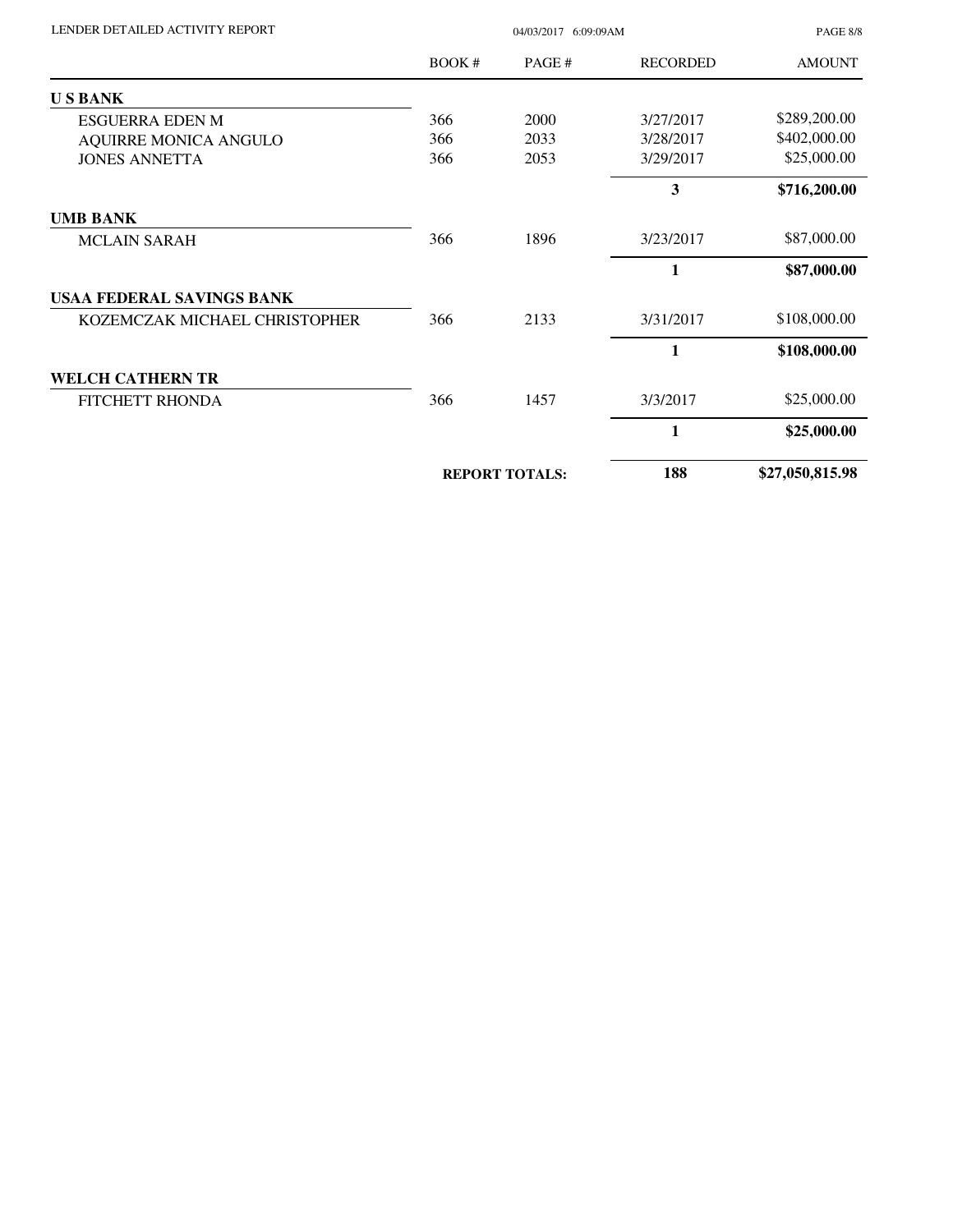| | BOOK # | PAGE # | RECORDED | AMOUNT |
|---|---|---|---|---|
| **U S BANK** | | | | |
| ESGUERRA EDEN M | 366 | 2000 | 3/27/2017 | $289,200.00 |
| AQUIRRE MONICA ANGULO | 366 | 2033 | 3/28/2017 | $402,000.00 |
| JONES ANNETTA | 366 | 2053 | 3/29/2017 | $25,000.00 |
| | | | **3** | **$716,200.00** |
| **UMB BANK** | | | | |
| MCLAIN SARAH | 366 | 1896 | 3/23/2017 | $87,000.00 |
| | | | **1** | **$87,000.00** |
| **USAA FEDERAL SAVINGS BANK** | | | | |
| KOZEMCZAK MICHAEL CHRISTOPHER | 366 | 2133 | 3/31/2017 | $108,000.00 |
| | | | **1** | **$108,000.00** |
| **WELCH CATHERN TR** | | | | |
| FITCHETT RHONDA | 366 | 1457 | 3/3/2017 | $25,000.00 |
| | | | **1** | **$25,000.00** |
| | **REPORT TOTALS:** | | **188** | **$27,050,815.98** |